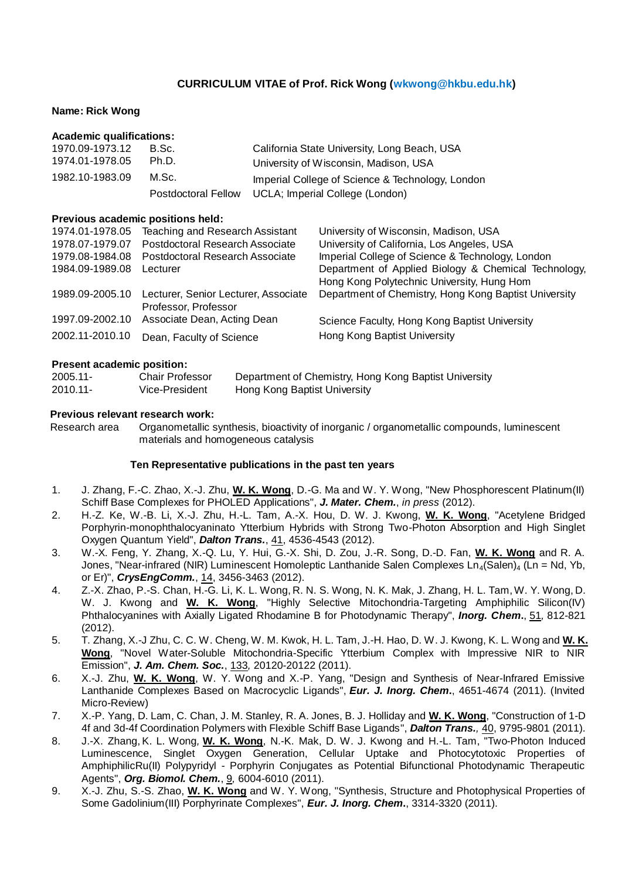**CURRICULUM VITAE of Prof. Rick Wong (wkwong@hkbu.edu.hk)**

**Name: Rick Wong**

**Academic qualifications:**

| | | |
|---|---|---|
| 1970.09-1973.12 | B.Sc. | California State University, Long Beach, USA |
| 1974.01-1978.05 | Ph.D. | University of Wisconsin, Madison, USA |
| 1982.10-1983.09 | M.Sc. | Imperial College of Science & Technology, London |
| | Postdoctoral Fellow | UCLA; Imperial College (London) |

**Previous academic positions held:**

| | | |
|---|---|---|
| 1974.01-1978.05 | Teaching and Research Assistant | University of Wisconsin, Madison, USA |
| 1978.07-1979.07 | Postdoctoral Research Associate | University of California, Los Angeles, USA |
| 1979.08-1984.08 | Postdoctoral Research Associate | Imperial College of Science & Technology, London |
| 1984.09-1989.08 | Lecturer | Department of Applied Biology & Chemical Technology, Hong Kong Polytechnic University, Hung Hom |
| 1989.09-2005.10 | Lecturer, Senior Lecturer, Associate Professor, Professor | Department of Chemistry, Hong Kong Baptist University |
| 1997.09-2002.10 | Associate Dean, Acting Dean | Science Faculty, Hong Kong Baptist University |
| 2002.11-2010.10 | Dean, Faculty of Science | Hong Kong Baptist University |

**Present academic position:**

| | | |
|---|---|---|
| 2005.11- | Chair Professor | Department of Chemistry, Hong Kong Baptist University |
| 2010.11- | Vice-President | Hong Kong Baptist University |

**Previous relevant research work:**

Research area: Organometallic synthesis, bioactivity of inorganic / organometallic compounds, luminescent materials and homogeneous catalysis

**Ten Representative publications in the past ten years**

1. J. Zhang, F.-C. Zhao, X.-J. Zhu, **W. K. Wong**, D.-G. Ma and W. Y. Wong, "New Phosphorescent Platinum(II) Schiff Base Complexes for PHOLED Applications", ***J. Mater. Chem.***, *in press* (2012).
2. H.-Z. Ke, W.-B. Li, X.-J. Zhu, H.-L. Tam, A.-X. Hou, D. W. J. Kwong, **W. K. Wong**, "Acetylene Bridged Porphyrin-monophthalocyaninato Ytterbium Hybrids with Strong Two-Photon Absorption and High Singlet Oxygen Quantum Yield", ***Dalton Trans.***, 41, 4536-4543 (2012).
3. W.-X. Feng, Y. Zhang, X.-Q. Lu, Y. Hui, G.-X. Shi, D. Zou, J.-R. Song, D.-D. Fan, **W. K. Wong** and R. A. Jones, "Near-infrared (NIR) Luminescent Homoleptic Lanthanide Salen Complexes $Ln_4(Salen)_4$ (Ln = Nd, Yb, or Er)", ***CrysEngComm.***, 14, 3456-3463 (2012).
4. Z.-X. Zhao, P.-S. Chan, H.-G. Li, K. L. Wong, R. N. S. Wong, N. K. Mak, J. Zhang, H. L. Tam, W. Y. Wong, D. W. J. Kwong and **W. K. Wong**, "Highly Selective Mitochondria-Targeting Amphiphilic Silicon(IV) Phthalocyanines with Axially Ligated Rhodamine B for Photodynamic Therapy", ***Inorg. Chem.***, 51, 812-821 (2012).
5. T. Zhang, X.-J Zhu, C. C. W. Cheng, W. M. Kwok, H. L. Tam, J.-H. Hao, D. W. J. Kwong, K. L. Wong and **W. K. Wong**, "Novel Water-Soluble Mitochondria-Specific Ytterbium Complex with Impressive NIR to NIR Emission", ***J. Am. Chem. Soc.***, 133, 20120-20122 (2011).
6. X.-J. Zhu, **W. K. Wong**, W. Y. Wong and X.-P. Yang, "Design and Synthesis of Near-Infrared Emissive Lanthanide Complexes Based on Macrocyclic Ligands", ***Eur. J. Inorg. Chem.***, 4651-4674 (2011). (Invited Micro-Review)
7. X.-P. Yang, D. Lam, C. Chan, J. M. Stanley, R. A. Jones, B. J. Holliday and **W. K. Wong**, "Construction of 1-D 4f and 3d-4f Coordination Polymers with Flexible Schiff Base Ligands", ***Dalton Trans.***, 40, 9795-9801 (2011).
8. J.-X. Zhang, K. L. Wong, **W. K. Wong**, N.-K. Mak, D. W. J. Kwong and H.-L. Tam, "Two-Photon Induced Luminescence, Singlet Oxygen Generation, Cellular Uptake and Photocytotoxic Properties of AmphiphilicRu(II) Polypyridyl - Porphyrin Conjugates as Potential Bifunctional Photodynamic Therapeutic Agents", ***Org. Biomol. Chem.***, 9, 6004-6010 (2011).
9. X.-J. Zhu, S.-S. Zhao, **W. K. Wong** and W. Y. Wong, "Synthesis, Structure and Photophysical Properties of Some Gadolinium(III) Porphyrinate Complexes", ***Eur. J. Inorg. Chem.***, 3314-3320 (2011).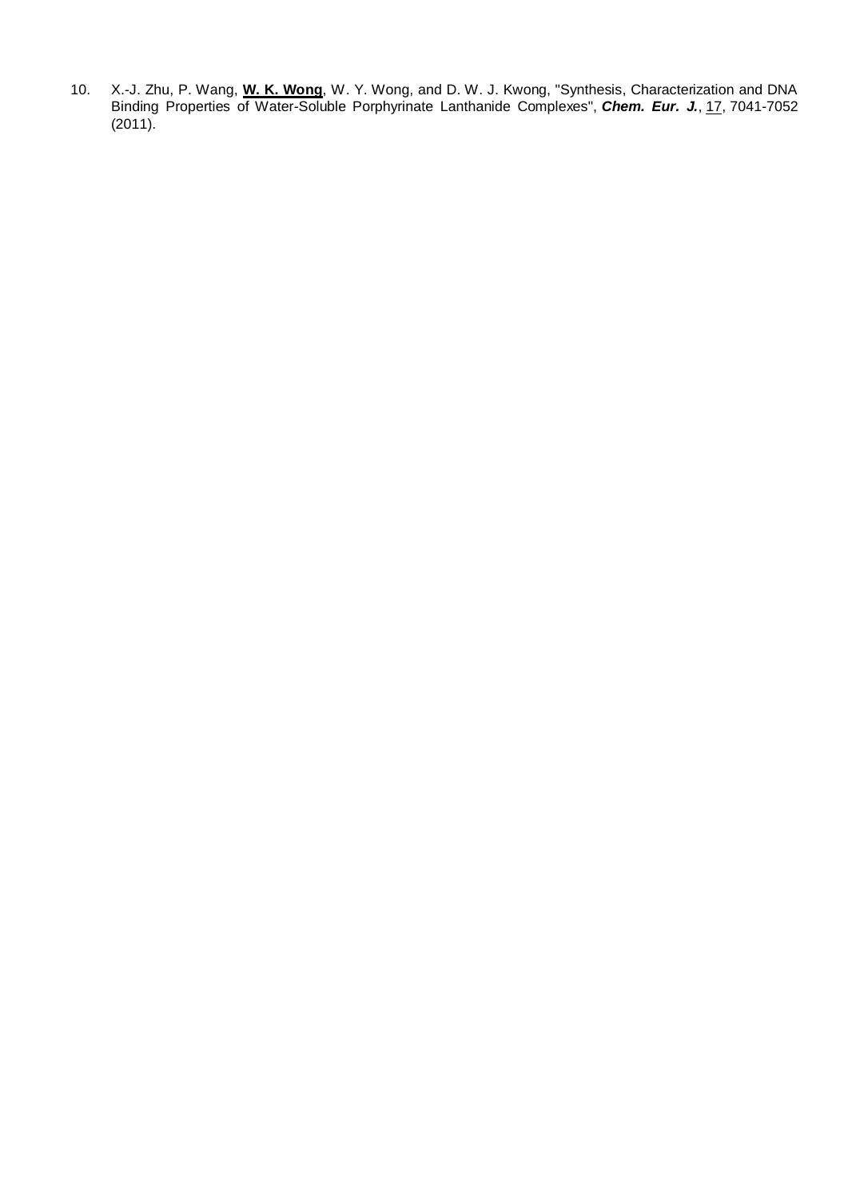10. X.-J. Zhu, P. Wang, **<u>W. K. Wong</u>**, W. Y. Wong, and D. W. J. Kwong, "Synthesis, Characterization and DNA Binding Properties of Water-Soluble Porphyrinate Lanthanide Complexes", ***Chem. Eur. J.***, <u>17</u>, 7041-7052 (2011).